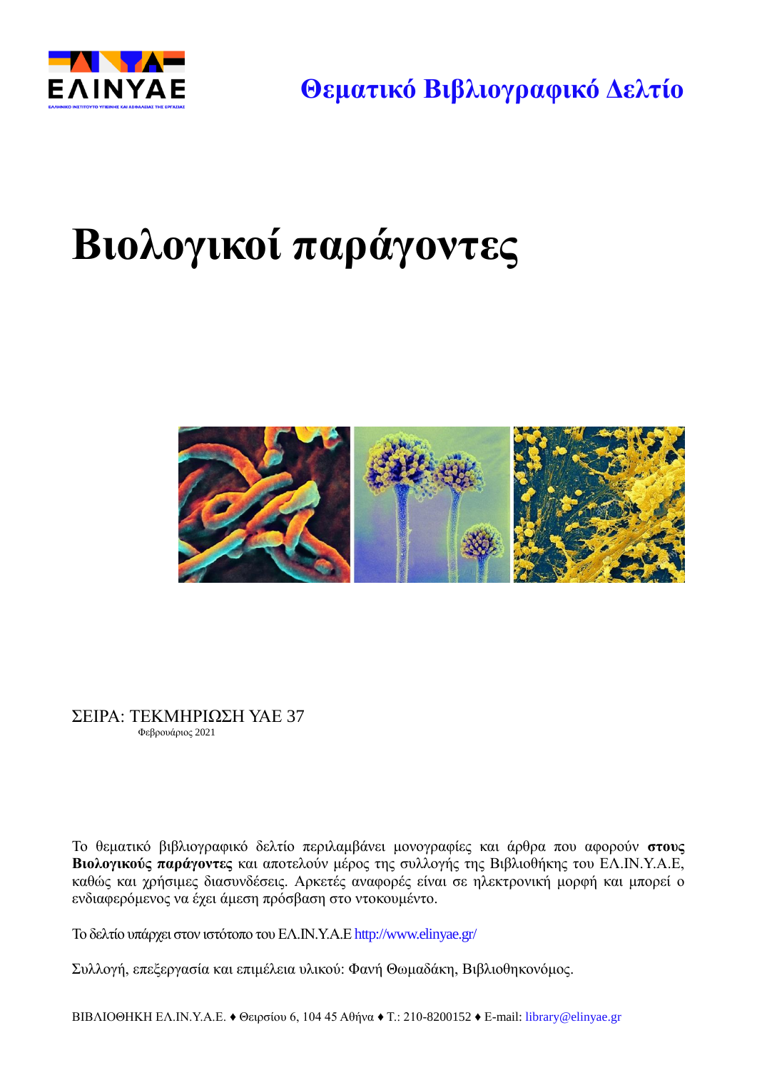**Θεματικό Βιβλιογραφικό Δελτίο**

# Βιολογικοί παράγοντες

ΣΕΙΡΑ: ΤΕΚΜΗΡΙΩΣΗ ΥΑΕ 37

Φεβρουάριος 2021

Το θεματικό βιβλιογραφικό δελτίο περιλαμβάνει μονογραφίες και άρθρα που αφορούν **στους Βιολογικούς παράγοντες** και αποτελούν μέρος της συλλογής της Βιβλιοθήκης του ΕΛ.ΙΝ.Υ.Α.Ε, καθώς και χρήσιμες διασυνδέσεις. Αρκετές αναφορές είναι σε ηλεκτρονική μορφή και μπορεί ο ενδιαφερόμενος να έχει άμεση πρόσβαση στο ντοκουμέντο.

Το δελτίο υπάρχει στον ιστότοπο του ΕΛ.ΙΝ.Υ.Α.Ε http://www.elinyae.gr/

Συλλογή, επεξεργασία και επιμέλεια υλικού: Φανή Θωμαδάκη, Βιβλιοθηκονόμος.

ΒΙΒΛΙΟΘΗΚΗ ΕΛ.ΙΝ.Υ.Α.Ε. ♦ Θειρσίου 6, 104 45 Αθήνα ♦ Τ.: 210-8200152 ♦ E-mail: library@elinyae.gr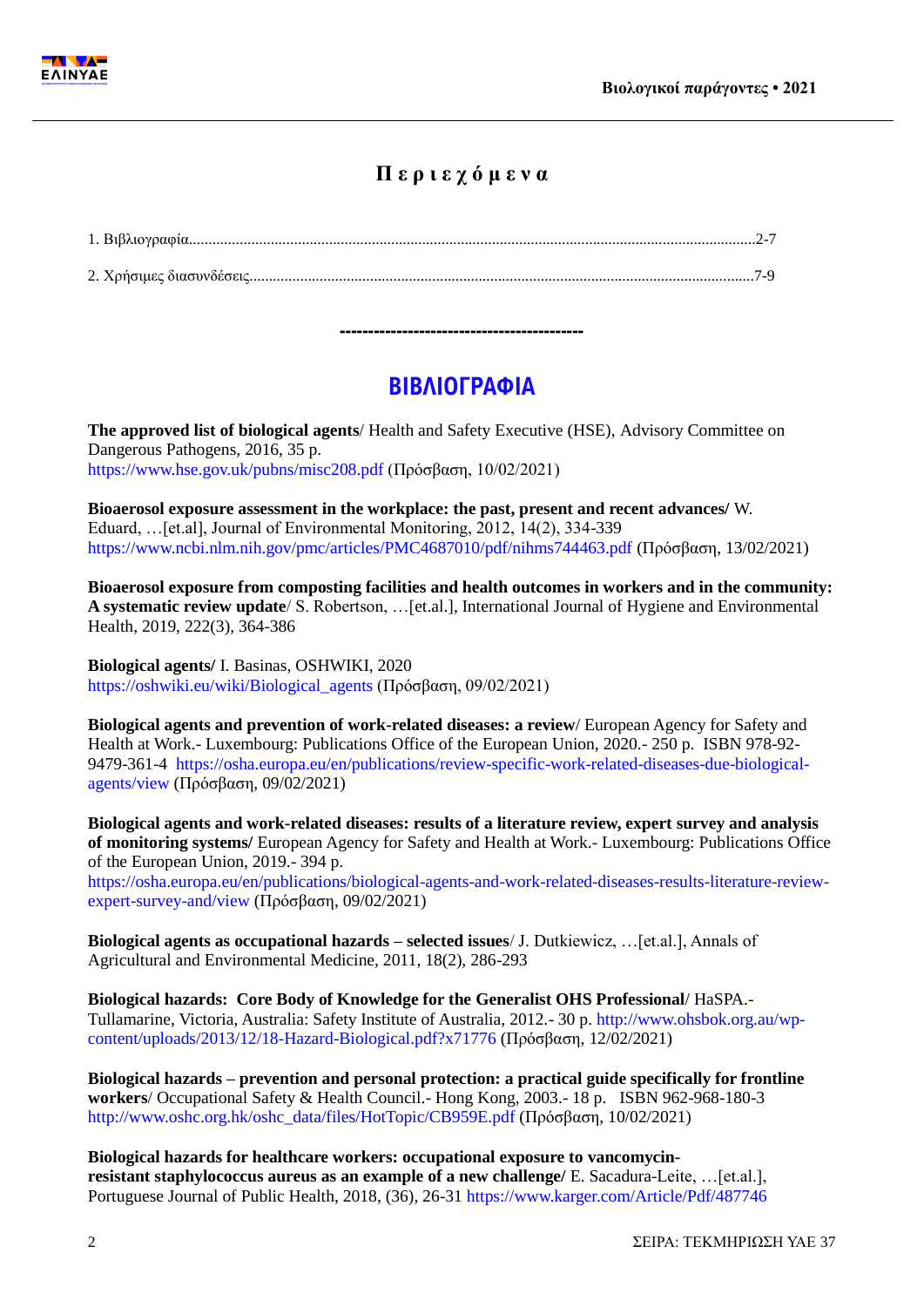# Π ε ρ ι ε χ ό μ ε ν α

1. Βιβλιογραφία.....................................................................................................................................................2-7

2. Χρήσιμες διασυνδέσεις.......................................................................................................................................7-9

------------------------------------------

## ΒΙΒΛΙΟΓΡΑΦΙΑ

**The approved list of biological agents**/ Health and Safety Executive (HSE), Advisory Committee on Dangerous Pathogens, 2016, 35 p.
https://www.hse.gov.uk/pubns/misc208.pdf (Πρόσβαση, 10/02/2021)

**Bioaerosol exposure assessment in the workplace: the past, present and recent advances/** W. Eduard, …[et.al], Journal of Environmental Monitoring, 2012, 14(2), 334-339
https://www.ncbi.nlm.nih.gov/pmc/articles/PMC4687010/pdf/nihms744463.pdf (Πρόσβαση, 13/02/2021)

**Bioaerosol exposure from composting facilities and health outcomes in workers and in the community: A systematic review update**/ S. Robertson, …[et.al.], International Journal of Hygiene and Environmental Health, 2019, 222(3), 364-386

**Biological agents/** I. Basinas, OSHWIKI, 2020
https://oshwiki.eu/wiki/Biological_agents (Πρόσβαση, 09/02/2021)

**Biological agents and prevention of work-related diseases: a review**/ European Agency for Safety and Health at Work.- Luxembourg: Publications Office of the European Union, 2020.- 250 p. ISBN 978-92-9479-361-4 https://osha.europa.eu/en/publications/review-specific-work-related-diseases-due-biological-agents/view (Πρόσβαση, 09/02/2021)

**Biological agents and work-related diseases: results of a literature review, expert survey and analysis of monitoring systems/** European Agency for Safety and Health at Work.- Luxembourg: Publications Office of the European Union, 2019.- 394 p.
https://osha.europa.eu/en/publications/biological-agents-and-work-related-diseases-results-literature-review-expert-survey-and/view (Πρόσβαση, 09/02/2021)

**Biological agents as occupational hazards – selected issues**/ J. Dutkiewicz, …[et.al.], Annals of Agricultural and Environmental Medicine, 2011, 18(2), 286-293

**Biological hazards: Core Body of Knowledge for the Generalist OHS Professional**/ HaSPA.- Tullamarine, Victoria, Australia: Safety Institute of Australia, 2012.- 30 p. http://www.ohsbok.org.au/wp-content/uploads/2013/12/18-Hazard-Biological.pdf?x71776 (Πρόσβαση, 12/02/2021)

**Biological hazards – prevention and personal protection: a practical guide specifically for frontline workers**/ Occupational Safety & Health Council.- Hong Kong, 2003.- 18 p. ISBN 962-968-180-3
http://www.oshc.org.hk/oshc_data/files/HotTopic/CB959E.pdf (Πρόσβαση, 10/02/2021)

**Biological hazards for healthcare workers: occupational exposure to vancomycin-resistant staphylococcus aureus as an example of a new challenge/** E. Sacadura-Leite, …[et.al.], Portuguese Journal of Public Health, 2018, (36), 26-31 https://www.karger.com/Article/Pdf/487746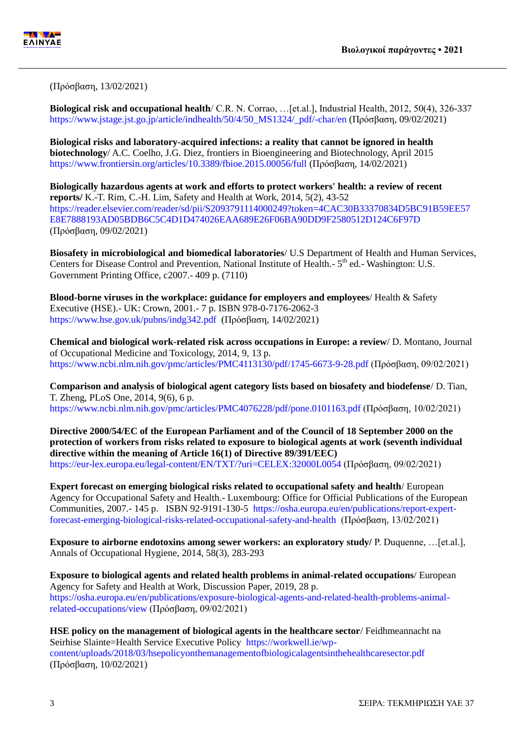(Πρόσβαση, 13/02/2021)

**Biological risk and occupational health**/ C.R. N. Corrao, …[et.al.], Industrial Health, 2012, 50(4), 326-337 https://www.jstage.jst.go.jp/article/indhealth/50/4/50_MS1324/_pdf/-char/en (Πρόσβαση, 09/02/2021)

**Biological risks and laboratory-acquired infections: a reality that cannot be ignored in health biotechnology**/ A.C. Coelho, J.G. Diez, frontiers in Bioengineering and Biotechnology, April 2015 https://www.frontiersin.org/articles/10.3389/fbioe.2015.00056/full (Πρόσβαση, 14/02/2021)

**Biologically hazardous agents at work and efforts to protect workers' health: a review of recent reports/** K.-T. Rim, C.-H. Lim, Safety and Health at Work, 2014, 5(2), 43-52 https://reader.elsevier.com/reader/sd/pii/S2093791114000249?token=4CAC30B33370834D5BC91B59EE57E8E7888193AD05BDB6C5C4D1D474026EAA689E26F06BA90DD9F2580512D124C6F97D (Πρόσβαση, 09/02/2021)

**Biosafety in microbiological and biomedical laboratories**/ U.S Department of Health and Human Services, Centers for Disease Control and Prevention, National Institute of Health.- 5th ed.- Washington: U.S. Government Printing Office, c2007.- 409 p. (7110)

**Blood-borne viruses in the workplace: guidance for employers and employees**/ Health & Safety Executive (HSE).- UK: Crown, 2001.- 7 p. ISBN 978-0-7176-2062-3 https://www.hse.gov.uk/pubns/indg342.pdf (Πρόσβαση, 14/02/2021)

**Chemical and biological work-related risk across occupations in Europe: a review**/ D. Montano, Journal of Occupational Medicine and Toxicology, 2014, 9, 13 p. https://www.ncbi.nlm.nih.gov/pmc/articles/PMC4113130/pdf/1745-6673-9-28.pdf (Πρόσβαση, 09/02/2021)

**Comparison and analysis of biological agent category lists based on biosafety and biodefense**/ D. Tian, T. Zheng, PLoS One, 2014, 9(6), 6 p. https://www.ncbi.nlm.nih.gov/pmc/articles/PMC4076228/pdf/pone.0101163.pdf (Πρόσβαση, 10/02/2021)

**Directive 2000/54/EC of the European Parliament and of the Council of 18 September 2000 on the protection of workers from risks related to exposure to biological agents at work (seventh individual directive within the meaning of Article 16(1) of Directive 89/391/EEC)** https://eur-lex.europa.eu/legal-content/EN/TXT/?uri=CELEX:32000L0054 (Πρόσβαση, 09/02/2021)

**Expert forecast on emerging biological risks related to occupational safety and health**/ European Agency for Occupational Safety and Health.- Luxembourg: Office for Official Publications of the European Communities, 2007.- 145 p. ISBN 92-9191-130-5 https://osha.europa.eu/en/publications/report-expert-forecast-emerging-biological-risks-related-occupational-safety-and-health (Πρόσβαση, 13/02/2021)

**Exposure to airborne endotoxins among sewer workers: an exploratory study/** P. Duquenne, …[et.al.], Annals of Occupational Hygiene, 2014, 58(3), 283-293

**Exposure to biological agents and related health problems in animal-related occupations**/ European Agency for Safety and Health at Work, Discussion Paper, 2019, 28 p. https://osha.europa.eu/en/publications/exposure-biological-agents-and-related-health-problems-animal-related-occupations/view (Πρόσβαση, 09/02/2021)

**HSE policy on the management of biological agents in the healthcare sector**/ Feidhmeannacht na Seirhise Slainte=Health Service Executive Policy https://workwell.ie/wp-content/uploads/2018/03/hsepolicyonthemanagementofbiologicalagentsinthehealthcaresector.pdf (Πρόσβαση, 10/02/2021)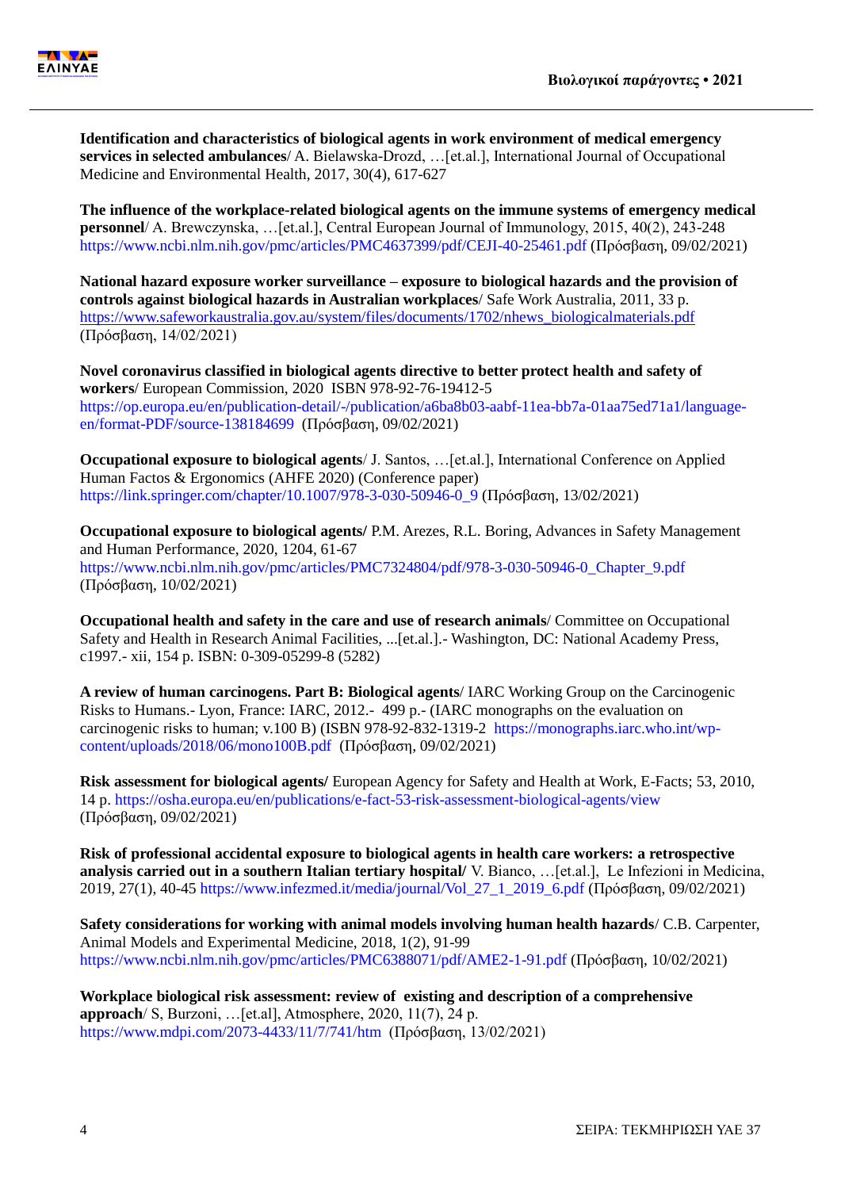**Identification and characteristics of biological agents in work environment of medical emergency services in selected ambulances**/ A. Bielawska-Drozd, …[et.al.], International Journal of Occupational Medicine and Environmental Health, 2017, 30(4), 617-627

**The influence of the workplace-related biological agents on the immune systems of emergency medical personnel**/ A. Brewczynska, …[et.al.], Central European Journal of Immunology, 2015, 40(2), 243-248 https://www.ncbi.nlm.nih.gov/pmc/articles/PMC4637399/pdf/CEJI-40-25461.pdf (Πρόσβαση, 09/02/2021)

**National hazard exposure worker surveillance – exposure to biological hazards and the provision of controls against biological hazards in Australian workplaces**/ Safe Work Australia, 2011, 33 p. https://www.safeworkaustralia.gov.au/system/files/documents/1702/nhews_biologicalmaterials.pdf (Πρόσβαση, 14/02/2021)

**Novel coronavirus classified in biological agents directive to better protect health and safety of workers**/ European Commission, 2020 ISBN 978-92-76-19412-5 https://op.europa.eu/en/publication-detail/-/publication/a6ba8b03-aabf-11ea-bb7a-01aa75ed71a1/language-en/format-PDF/source-138184699 (Πρόσβαση, 09/02/2021)

**Occupational exposure to biological agents**/ J. Santos, …[et.al.], International Conference on Applied Human Factos & Ergonomics (AHFE 2020) (Conference paper) https://link.springer.com/chapter/10.1007/978-3-030-50946-0_9 (Πρόσβαση, 13/02/2021)

**Occupational exposure to biological agents/** P.M. Arezes, R.L. Boring, Advances in Safety Management and Human Performance, 2020, 1204, 61-67 https://www.ncbi.nlm.nih.gov/pmc/articles/PMC7324804/pdf/978-3-030-50946-0_Chapter_9.pdf (Πρόσβαση, 10/02/2021)

**Occupational health and safety in the care and use of research animals**/ Committee on Occupational Safety and Health in Research Animal Facilities, ...[et.al.].- Washington, DC: National Academy Press, c1997.- xii, 154 p. ISBN: 0-309-05299-8 (5282)

**A review of human carcinogens. Part B: Biological agents**/ IARC Working Group on the Carcinogenic Risks to Humans.- Lyon, France: IARC, 2012.- 499 p.- (IARC monographs on the evaluation on carcinogenic risks to human; v.100 B) (ISBN 978-92-832-1319-2 https://monographs.iarc.who.int/wp-content/uploads/2018/06/mono100B.pdf (Πρόσβαση, 09/02/2021)

**Risk assessment for biological agents/** European Agency for Safety and Health at Work, E-Facts; 53, 2010, 14 p. https://osha.europa.eu/en/publications/e-fact-53-risk-assessment-biological-agents/view (Πρόσβαση, 09/02/2021)

**Risk of professional accidental exposure to biological agents in health care workers: a retrospective analysis carried out in a southern Italian tertiary hospital/** V. Bianco, …[et.al.], Le Infezioni in Medicina, 2019, 27(1), 40-45 https://www.infezmed.it/media/journal/Vol_27_1_2019_6.pdf (Πρόσβαση, 09/02/2021)

**Safety considerations for working with animal models involving human health hazards**/ C.B. Carpenter, Animal Models and Experimental Medicine, 2018, 1(2), 91-99 https://www.ncbi.nlm.nih.gov/pmc/articles/PMC6388071/pdf/AME2-1-91.pdf (Πρόσβαση, 10/02/2021)

**Workplace biological risk assessment: review of existing and description of a comprehensive approach**/ S, Burzoni, …[et.al], Atmosphere, 2020, 11(7), 24 p. https://www.mdpi.com/2073-4433/11/7/741/htm (Πρόσβαση, 13/02/2021)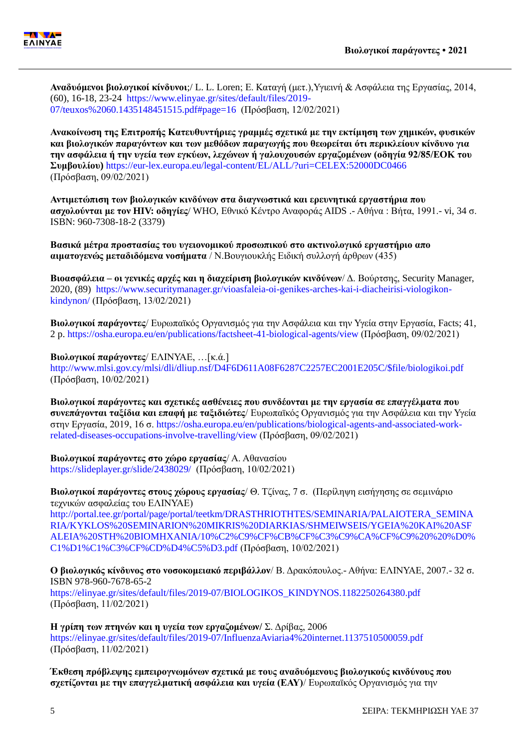**Αναδυόμενοι βιολογικοί κίνδυνοι**;/ L. L. Loren; Ε. Καταγή (μετ.),Υγιεινή & Ασφάλεια της Εργασίας, 2014, (60), 16-18, 23-24 https://www.elinyae.gr/sites/default/files/2019-07/teuxos%2060.1435148451515.pdf#page=16 (Πρόσβαση, 12/02/2021)

**Ανακοίνωση της Επιτροπής Κατευθυντήριες γραμμές σχετικά με την εκτίμηση των χημικών, φυσικών και βιολογικών παραγόντων και των μεθόδων παραγωγής που θεωρείται ότι περικλείουν κίνδυνο για την ασφάλεια ή την υγεία των εγκύων, λεχώνων ή γαλουχουσών εργαζομένων (οδηγία 92/85/ΕΟΚ του Συμβουλίου)** https://eur-lex.europa.eu/legal-content/EL/ALL/?uri=CELEX:52000DC0466 (Πρόσβαση, 09/02/2021)

**Αντιμετώπιση των βιολογικών κινδύνων στα διαγνωστικά και ερευνητικά εργαστήρια που ασχολούνται με τον HIV: οδηγίες**/ WHO, Εθνικό Κέντρο Αναφοράς AIDS .- Αθήνα : Βήτα, 1991.- vi, 34 σ. ISBN: 960-7308-18-2 (3379)

**Βασικά μέτρα προστασίας του υγειονομικού προσωπικού στο ακτινολογικό εργαστήριο απο αιματογενώς μεταδιδόμενα νοσήματα** / Ν.Βουγιουκλής Ειδική συλλογή άρθρων (435)

**Βιοασφάλεια – οι γενικές αρχές και η διαχείριση βιολογικών κινδύνων**/ Δ. Βούρτσης, Security Manager, 2020, (89) https://www.securitymanager.gr/vioasfaleia-oi-genikes-arches-kai-i-diacheirisi-viologikon-kindynon/ (Πρόσβαση, 13/02/2021)

**Βιολογικοί παράγοντες**/ Ευρωπαϊκός Οργανισμός για την Ασφάλεια και την Υγεία στην Εργασία, Facts; 41, 2 p. https://osha.europa.eu/en/publications/factsheet-41-biological-agents/view (Πρόσβαση, 09/02/2021)

**Βιολογικοί παράγοντες**/ ΕΛΙΝΥΑΕ, …[κ.ά.]
http://www.mlsi.gov.cy/mlsi/dli/dliup.nsf/D4F6D611A08F6287C2257EC2001E205C/$file/biologikoi.pdf (Πρόσβαση, 10/02/2021)

**Βιολογικοί παράγοντες και σχετικές ασθένειες που συνδέονται με την εργασία σε επαγγέλματα που συνεπάγονται ταξίδια και επαφή με ταξιδιώτες**/ Ευρωπαϊκός Οργανισμός για την Ασφάλεια και την Υγεία στην Εργασία, 2019, 16 σ. https://osha.europa.eu/en/publications/biological-agents-and-associated-work-related-diseases-occupations-involve-travelling/view (Πρόσβαση, 09/02/2021)

**Βιολογικοί παράγοντες στο χώρο εργασίας**/ Α. Αθανασίου
https://slideplayer.gr/slide/2438029/ (Πρόσβαση, 10/02/2021)

**Βιολογικοί παράγοντες στους χώρους εργασίας**/ Θ. Τζίνας, 7 σ. (Περίληψη εισήγησης σε σεμινάριο τεχνικών ασφαλείας του ΕΛΙΝΥΑΕ)
http://portal.tee.gr/portal/page/portal/teetkm/DRASTHRIOTHTES/SEMINARIA/PALAIOTERA_SEMINARIA/KYKLOS%20SEMINARION%20MIKRIS%20DIARKIAS/SHMEIWSEIS/YGEIA%20KAI%20ASFALEIA%20STH%20BIOMHXANIA/10%C2%C9%CF%CB%CF%C3%C9%CA%CF%C9%20%20%D0%C1%D1%C1%C3%CF%CD%D4%C5%D3.pdf (Πρόσβαση, 10/02/2021)

**Ο βιολογικός κίνδυνος στο νοσοκομειακό περιβάλλον**/ Β. Δρακόπουλος.- Αθήνα: ΕΛΙΝΥΑΕ, 2007.- 32 σ. ISBN 978-960-7678-65-2
https://elinyae.gr/sites/default/files/2019-07/BIOLOGIKOS_KINDYNOS.1182250264380.pdf (Πρόσβαση, 11/02/2021)

**Η γρίπη των πτηνών και η υγεία των εργαζομένων/** Σ. Δρίβας, 2006
https://elinyae.gr/sites/default/files/2019-07/InfluenzaAviaria4%20internet.1137510500059.pdf (Πρόσβαση, 11/02/2021)

**Έκθεση πρόβλεψης εμπειρογνωμόνων σχετικά με τους αναδυόμενους βιολογικούς κινδύνους που σχετίζονται με την επαγγελματική ασφάλεια και υγεία (ΕΑΥ)**/ Ευρωπαϊκός Οργανισμός για την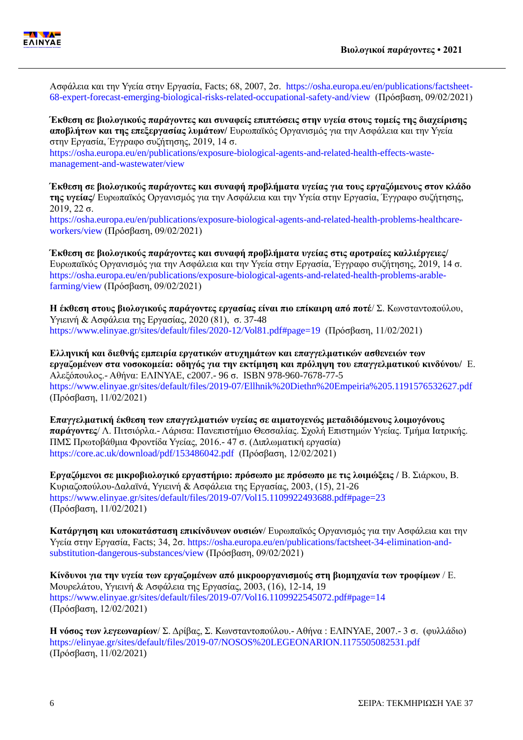Ασφάλεια και την Υγεία στην Εργασία, Facts; 68, 2007, 2σ. https://osha.europa.eu/en/publications/factsheet-68-expert-forecast-emerging-biological-risks-related-occupational-safety-and/view (Πρόσβαση, 09/02/2021)

**Έκθεση σε βιολογικούς παράγοντες και συναφείς επιπτώσεις στην υγεία στους τομείς της διαχείρισης αποβλήτων και της επεξεργασίας λυμάτων/** Ευρωπαϊκός Οργανισμός για την Ασφάλεια και την Υγεία στην Εργασία, Έγγραφο συζήτησης, 2019, 14 σ.
https://osha.europa.eu/en/publications/exposure-biological-agents-and-related-health-effects-waste-management-and-wastewater/view

**Έκθεση σε βιολογικούς παράγοντες και συναφή προβλήματα υγείας για τους εργαζόμενους στον κλάδο της υγείας/** Ευρωπαϊκός Οργανισμός για την Ασφάλεια και την Υγεία στην Εργασία, Έγγραφο συζήτησης, 2019, 22 σ.
https://osha.europa.eu/en/publications/exposure-biological-agents-and-related-health-problems-healthcare-workers/view (Πρόσβαση, 09/02/2021)

**Έκθεση σε βιολογικούς παράγοντες και συναφή προβλήματα υγείας στις αροτραίες καλλιέργειες/** Ευρωπαϊκός Οργανισμός για την Ασφάλεια και την Υγεία στην Εργασία, Έγγραφο συζήτησης, 2019, 14 σ.
https://osha.europa.eu/en/publications/exposure-biological-agents-and-related-health-problems-arable-farming/view (Πρόσβαση, 09/02/2021)

**Η έκθεση στους βιολογικούς παράγοντες εργασίας είναι πιο επίκαιρη από ποτέ**/ Σ. Κωνσταντοπούλου, Υγιεινή & Ασφάλεια της Εργασίας, 2020 (81), σ. 37-48
https://www.elinyae.gr/sites/default/files/2020-12/Vol81.pdf#page=19 (Πρόσβαση, 11/02/2021)

**Ελληνική και διεθνής εμπειρία εργατικών ατυχημάτων και επαγγελματικών ασθενειών των εργαζομένων στα νοσοκομεία: οδηγός για την εκτίμηση και πρόληψη του επαγγελματικού κινδύνου/** Ε. Αλεξόπουλος.- Αθήνα: ΕΛΙΝΥΑΕ, c2007.- 96 σ. ISBN 978-960-7678-77-5
https://www.elinyae.gr/sites/default/files/2019-07/Ellhnik%20Diethn%20Empeiria%205.1191576532627.pdf (Πρόσβαση, 11/02/2021)

**Επαγγελματική έκθεση των επαγγελματιών υγείας σε αιματογενώς μεταδιδόμενους λοιμογόνους παράγοντες**/ Λ. Πιτσιόρλα.- Λάρισα: Πανεπιστήμιο Θεσσαλίας. Σχολή Επιστημών Υγείας. Τμήμα Ιατρικής. ΠΜΣ Πρωτοβάθμια Φροντίδα Υγείας, 2016.- 47 σ. (Διπλωματική εργασία)
https://core.ac.uk/download/pdf/153486042.pdf (Πρόσβαση, 12/02/2021)

**Εργαζόμενοι σε μικροβιολογικό εργαστήριο: πρόσωπο με πρόσωπο με τις λοιμώξεις /** Β. Σιάρκου, Β. Κυριαζοπούλου-Δαλαϊνά, Υγιεινή & Ασφάλεια της Εργασίας, 2003, (15), 21-26
https://www.elinyae.gr/sites/default/files/2019-07/Vol15.1109922493688.pdf#page=23 (Πρόσβαση, 11/02/2021)

**Κατάργηση και υποκατάσταση επικίνδυνων ουσιών**/ Ευρωπαϊκός Οργανισμός για την Ασφάλεια και την Υγεία στην Εργασία, Facts; 34, 2σ. https://osha.europa.eu/en/publications/factsheet-34-elimination-and-substitution-dangerous-substances/view (Πρόσβαση, 09/02/2021)

**Κίνδυνοι για την υγεία των εργαζομένων από μικροοργανισμούς στη βιομηχανία των τροφίμων** / Ε. Μουρελάτου, Υγιεινή & Ασφάλεια της Εργασίας, 2003, (16), 12-14, 19
https://www.elinyae.gr/sites/default/files/2019-07/Vol16.1109922545072.pdf#page=14 (Πρόσβαση, 12/02/2021)

**Η νόσος των λεγεωναρίων**/ Σ. Δρίβας, Σ. Κωνσταντοπούλου.- Αθήνα : ΕΛΙΝΥΑΕ, 2007.- 3 σ. (φυλλάδιο)
https://elinyae.gr/sites/default/files/2019-07/NOSOS%20LEGEONARION.1175505082531.pdf (Πρόσβαση, 11/02/2021)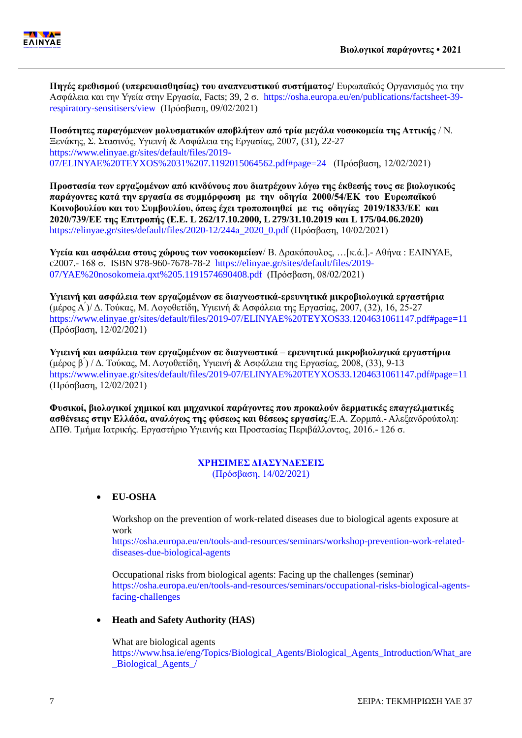**Πηγές ερεθισμού (υπερευαισθησίας) του αναπνευστικού συστήματος/** Ευρωπαϊκός Οργανισμός για την Ασφάλεια και την Υγεία στην Εργασία, Facts; 39, 2 σ. https://osha.europa.eu/en/publications/factsheet-39-respiratory-sensitisers/view (Πρόσβαση, 09/02/2021)

**Ποσότητες παραγόμενων μολυσματικών αποβλήτων από τρία μεγάλα νοσοκομεία της Αττικής** / Ν. Ξενάκης, Σ. Στασινός, Υγιεινή & Ασφάλεια της Εργασίας, 2007, (31), 22-27 https://www.elinyae.gr/sites/default/files/2019-07/ELINYAE%20TEYXOS%2031%207.1192015064562.pdf#page=24 (Πρόσβαση, 12/02/2021)

**Προστασία των εργαζομένων από κινδύνους που διατρέχουν λόγω της έκθεσής τους σε βιολογικούς παράγοντες κατά την εργασία σε συμμόρφωση με την οδηγία 2000/54/ΕΚ του Ευρωπαϊκού Κοινοβουλίου και του Συμβουλίου, όπως έχει τροποποιηθεί με τις οδηγίες 2019/1833/ΕΕ και 2020/739/ΕΕ της Επιτροπής (Ε.Ε. L 262/17.10.2000, L 279/31.10.2019 και L 175/04.06.2020)** https://elinyae.gr/sites/default/files/2020-12/244a_2020_0.pdf (Πρόσβαση, 10/02/2021)

**Υγεία και ασφάλεια στους χώρους των νοσοκομείων**/ Β. Δρακόπουλος, …[κ.ά.].- Αθήνα : ΕΛΙΝΥΑΕ, c2007.- 168 σ. ISBN 978-960-7678-78-2 https://elinyae.gr/sites/default/files/2019-07/YAE%20nosokomeia.qxt%205.1191574690408.pdf (Πρόσβαση, 08/02/2021)

**Υγιεινή και ασφάλεια των εργαζομένων σε διαγνωστικά-ερευνητικά μικροβιολογικά εργαστήρια** (μέρος Α΄)/ Δ. Τούκας, Μ. Λογοθετίδη, Υγιεινή & Ασφάλεια της Εργασίας, 2007, (32), 16, 25-27 https://www.elinyae.gr/sites/default/files/2019-07/ELINYAE%20TEYXOS33.1204631061147.pdf#page=11 (Πρόσβαση, 12/02/2021)

**Υγιεινή και ασφάλεια των εργαζομένων σε διαγνωστικά – ερευνητικά μικροβιολογικά εργαστήρια** (μέρος β΄) / Δ. Τούκας, Μ. Λογοθετίδη, Υγιεινή & Ασφάλεια της Εργασίας, 2008, (33), 9-13 https://www.elinyae.gr/sites/default/files/2019-07/ELINYAE%20TEYXOS33.1204631061147.pdf#page=11 (Πρόσβαση, 12/02/2021)

**Φυσικοί, βιολογικοί χημικοί και μηχανικοί παράγοντες που προκαλούν δερματικές επαγγελματικές ασθένειες στην Ελλάδα, αναλόγως της φύσεως και θέσεως εργασίας**/Ε.Α. Ζορμπά.- Αλεξανδρούπολη: ΔΠΘ. Τμήμα Ιατρικής. Εργαστήριο Υγιεινής και Προστασίας Περιβάλλοντος, 2016.- 126 σ.

## ΧΡΗΣΙΜΕΣ ΔΙΑΣΥΝΔΕΣΕΙΣ

(Πρόσβαση, 14/02/2021)

- **EU-OSHA**

  Workshop on the prevention of work-related diseases due to biological agents exposure at work
  https://osha.europa.eu/en/tools-and-resources/seminars/workshop-prevention-work-related-diseases-due-biological-agents

  Occupational risks from biological agents: Facing up the challenges (seminar)
  https://osha.europa.eu/en/tools-and-resources/seminars/occupational-risks-biological-agents-facing-challenges

- **Heath and Safety Authority (HAS)**

  What are biological agents
  https://www.hsa.ie/eng/Topics/Biological_Agents/Biological_Agents_Introduction/What_are_Biological_Agents_/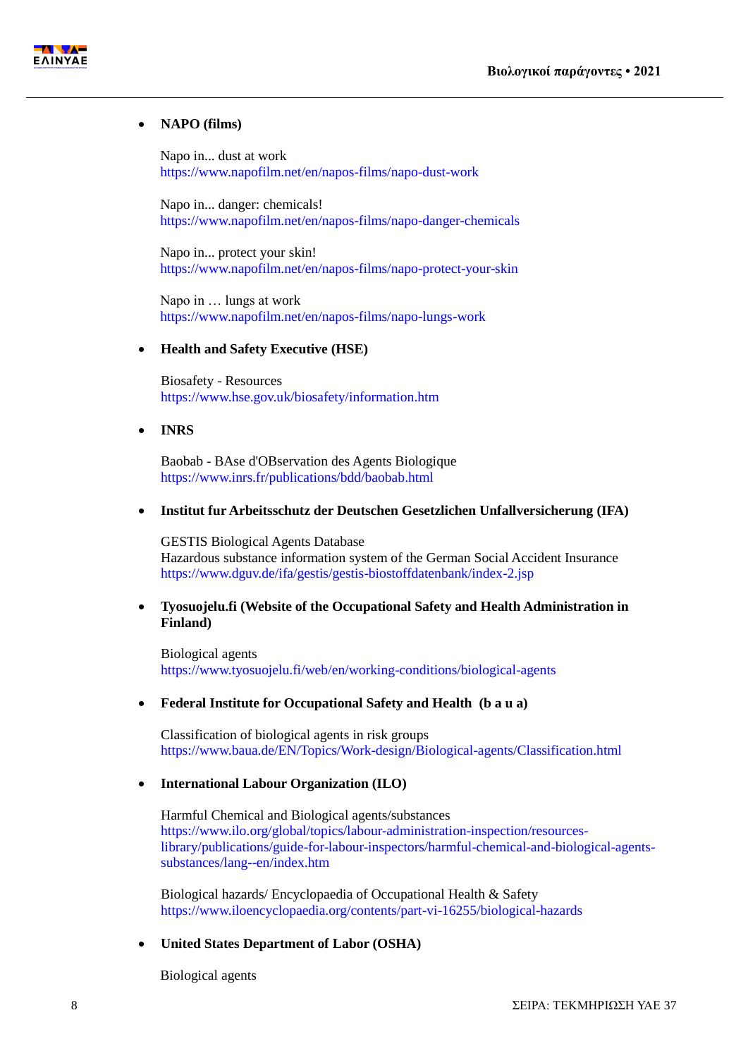- **NAPO (films)**

  Napo in... dust at work
  https://www.napofilm.net/en/napos-films/napo-dust-work

  Napo in... danger: chemicals!
  https://www.napofilm.net/en/napos-films/napo-danger-chemicals

  Napo in... protect your skin!
  https://www.napofilm.net/en/napos-films/napo-protect-your-skin

  Napo in … lungs at work
  https://www.napofilm.net/en/napos-films/napo-lungs-work

- **Health and Safety Executive (HSE)**

  Biosafety - Resources
  https://www.hse.gov.uk/biosafety/information.htm

- **INRS**

  Baobab - BAse d'OBservation des Agents Biologique
  https://www.inrs.fr/publications/bdd/baobab.html

- **Institut fur Arbeitsschutz der Deutschen Gesetzlichen Unfallversicherung (IFA)**

  GESTIS Biological Agents Database
  Hazardous substance information system of the German Social Accident Insurance
  https://www.dguv.de/ifa/gestis/gestis-biostoffdatenbank/index-2.jsp

- **Tyosuojelu.fi (Website of the Occupational Safety and Health Administration in Finland)**

  Biological agents
  https://www.tyosuojelu.fi/web/en/working-conditions/biological-agents

- **Federal Institute for Occupational Safety and Health (b a u a)**

  Classification of biological agents in risk groups
  https://www.baua.de/EN/Topics/Work-design/Biological-agents/Classification.html

- **International Labour Organization (ILO)**

  Harmful Chemical and Biological agents/substances
  https://www.ilo.org/global/topics/labour-administration-inspection/resources-library/publications/guide-for-labour-inspectors/harmful-chemical-and-biological-agents-substances/lang--en/index.htm

  Biological hazards/ Encyclopaedia of Occupational Health & Safety
  https://www.iloencyclopaedia.org/contents/part-vi-16255/biological-hazards

- **United States Department of Labor (OSHA)**

  Biological agents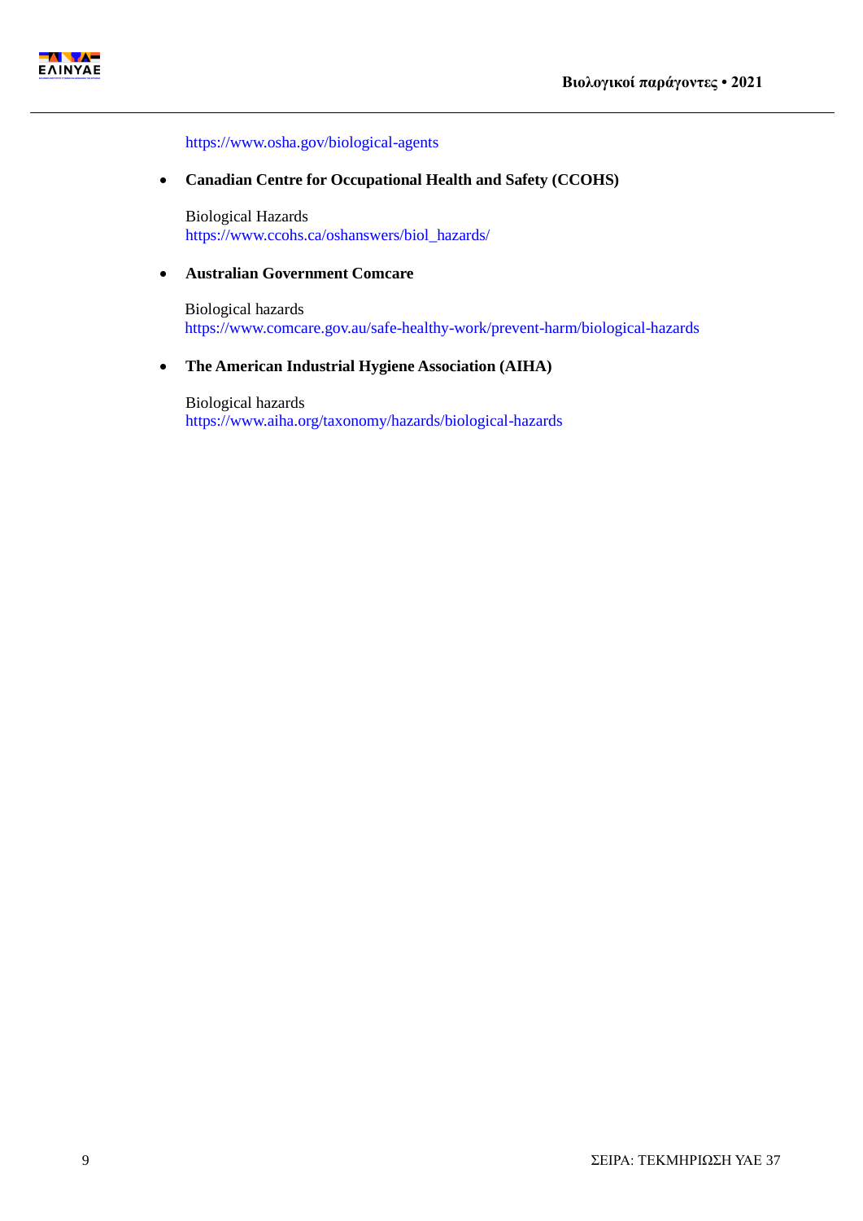https://www.osha.gov/biological-agents

- **Canadian Centre for Occupational Health and Safety (CCOHS)**

  Biological Hazards
  https://www.ccohs.ca/oshanswers/biol_hazards/

- **Australian Government Comcare**

  Biological hazards
  https://www.comcare.gov.au/safe-healthy-work/prevent-harm/biological-hazards

- **The American Industrial Hygiene Association (AIHA)**

  Biological hazards
  https://www.aiha.org/taxonomy/hazards/biological-hazards